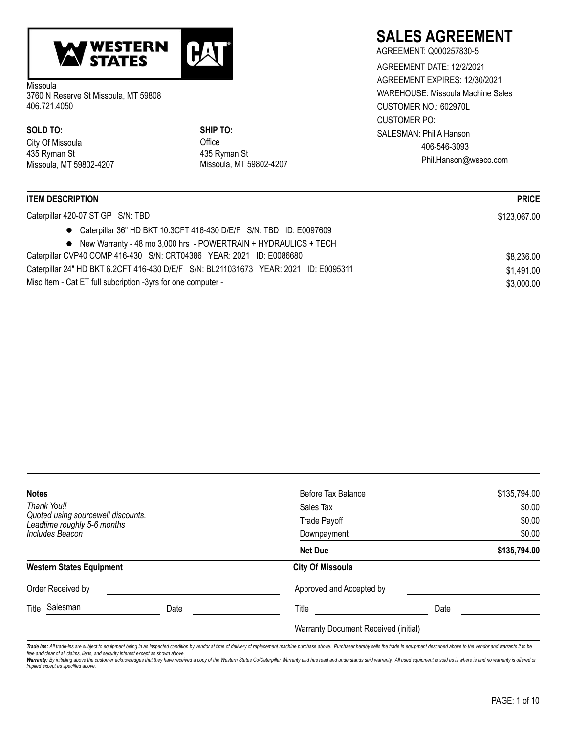**WESTERN STATES** **CAT**

Missoula
3760 N Reserve St Missoula, MT 59808
406.721.4050

# SALES AGREEMENT

AGREEMENT: Q000257830-5
AGREEMENT DATE: 12/2/2021
AGREEMENT EXPIRES: 12/30/2021
WAREHOUSE: Missoula Machine Sales
CUSTOMER NO.: 602970L
CUSTOMER PO:
SALESMAN: Phil A Hanson
406-546-3093
Phil.Hanson@wseco.com

**SOLD TO:**
City Of Missoula
435 Ryman St
Missoula, MT 59802-4207

**SHIP TO:**
Office
435 Ryman St
Missoula, MT 59802-4207

| ITEM DESCRIPTION | PRICE |
|---|---|
| Caterpillar 420-07 ST GP S/N: TBD | $123,067.00 |
| • Caterpillar 36" HD BKT 10.3CFT 416-430 D/E/F S/N: TBD ID: E0097609 | |
| • New Warranty - 48 mo 3,000 hrs - POWERTRAIN + HYDRAULICS + TECH | |
| Caterpillar CVP40 COMP 416-430 S/N: CRT04386 YEAR: 2021 ID: E0086680 | $8,236.00 |
| Caterpillar 24" HD BKT 6.2CFT 416-430 D/E/F S/N: BL211031673 YEAR: 2021 ID: E0095311 | $1,491.00 |
| Misc Item - Cat ET full subcription -3yrs for one computer - | $3,000.00 |

**Notes**
*Thank You!!*
*Quoted using sourcewell discounts.*
*Leadtime roughly 5-6 months*
*Includes Beacon*

| | |
|---|---|
| Before Tax Balance | $135,794.00 |
| Sales Tax | $0.00 |
| Trade Payoff | $0.00 |
| Downpayment | $0.00 |
| **Net Due** | **$135,794.00** |

**Western States Equipment**

Order Received by ______________________

Title Salesman Date ______________

**City Of Missoula**

Approved and Accepted by ______________________

Title ______________ Date ______________

Warranty Document Received (initial) ______________

***Trade Ins:*** *All trade-ins are subject to equipment being in as inspected condition by vendor at time of delivery of replacement machine purchase above. Purchaser hereby sells the trade in equipment described above to the vendor and warrants it to be free and clear of all claims, liens, and security interest except as shown above.*
***Warranty:*** *By initialing above the customer acknowledges that they have received a copy of the Western States Co/Caterpillar Warranty and has read and understands said warranty. All used equipment is sold as is where is and no warranty is offered or implied except as specified above.*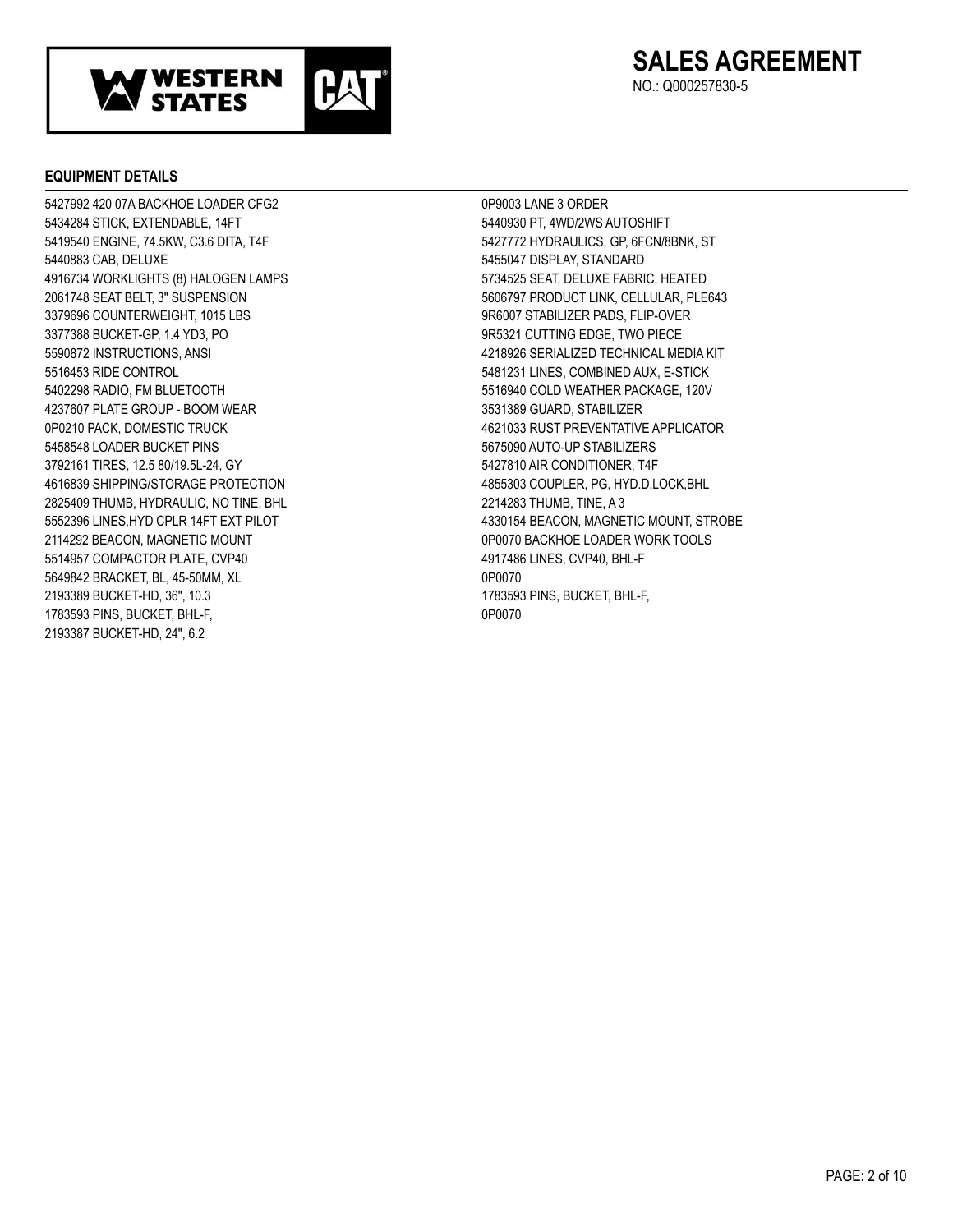# SALES AGREEMENT

NO.: Q000257830-5

## EQUIPMENT DETAILS

5427992 420 07A BACKHOE LOADER CFG2
5434284 STICK, EXTENDABLE, 14FT
5419540 ENGINE, 74.5KW, C3.6 DITA, T4F
5440883 CAB, DELUXE
4916734 WORKLIGHTS (8) HALOGEN LAMPS
2061748 SEAT BELT, 3" SUSPENSION
3379696 COUNTERWEIGHT, 1015 LBS
3377388 BUCKET-GP, 1.4 YD3, PO
5590872 INSTRUCTIONS, ANSI
5516453 RIDE CONTROL
5402298 RADIO, FM BLUETOOTH
4237607 PLATE GROUP - BOOM WEAR
0P0210 PACK, DOMESTIC TRUCK
5458548 LOADER BUCKET PINS
3792161 TIRES, 12.5 80/19.5L-24, GY
4616839 SHIPPING/STORAGE PROTECTION
2825409 THUMB, HYDRAULIC, NO TINE, BHL
5552396 LINES,HYD CPLR 14FT EXT PILOT
2114292 BEACON, MAGNETIC MOUNT
5514957 COMPACTOR PLATE, CVP40
5649842 BRACKET, BL, 45-50MM, XL
2193389 BUCKET-HD, 36", 10.3
1783593 PINS, BUCKET, BHL-F,
2193387 BUCKET-HD, 24", 6.2
0P9003 LANE 3 ORDER
5440930 PT, 4WD/2WS AUTOSHIFT
5427772 HYDRAULICS, GP, 6FCN/8BNK, ST
5455047 DISPLAY, STANDARD
5734525 SEAT, DELUXE FABRIC, HEATED
5606797 PRODUCT LINK, CELLULAR, PLE643
9R6007 STABILIZER PADS, FLIP-OVER
9R5321 CUTTING EDGE, TWO PIECE
4218926 SERIALIZED TECHNICAL MEDIA KIT
5481231 LINES, COMBINED AUX, E-STICK
5516940 COLD WEATHER PACKAGE, 120V
3531389 GUARD, STABILIZER
4621033 RUST PREVENTATIVE APPLICATOR
5675090 AUTO-UP STABILIZERS
5427810 AIR CONDITIONER, T4F
4855303 COUPLER, PG, HYD.D.LOCK,BHL
2214283 THUMB, TINE, A 3
4330154 BEACON, MAGNETIC MOUNT, STROBE
0P0070 BACKHOE LOADER WORK TOOLS
4917486 LINES, CVP40, BHL-F
0P0070
1783593 PINS, BUCKET, BHL-F,
0P0070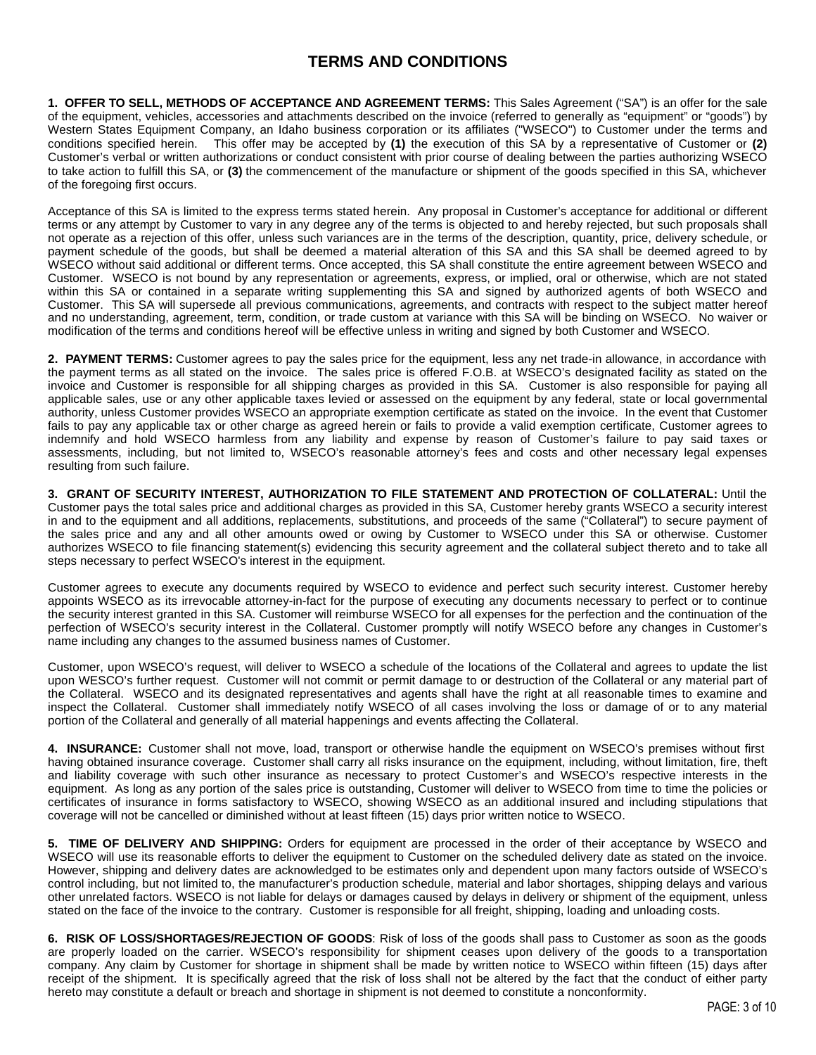# TERMS AND CONDITIONS

**1. OFFER TO SELL, METHODS OF ACCEPTANCE AND AGREEMENT TERMS:** This Sales Agreement ("SA") is an offer for the sale of the equipment, vehicles, accessories and attachments described on the invoice (referred to generally as "equipment" or "goods") by Western States Equipment Company, an Idaho business corporation or its affiliates ("WSECO") to Customer under the terms and conditions specified herein. This offer may be accepted by **(1)** the execution of this SA by a representative of Customer or **(2)** Customer's verbal or written authorizations or conduct consistent with prior course of dealing between the parties authorizing WSECO to take action to fulfill this SA, or **(3)** the commencement of the manufacture or shipment of the goods specified in this SA, whichever of the foregoing first occurs.

Acceptance of this SA is limited to the express terms stated herein. Any proposal in Customer's acceptance for additional or different terms or any attempt by Customer to vary in any degree any of the terms is objected to and hereby rejected, but such proposals shall not operate as a rejection of this offer, unless such variances are in the terms of the description, quantity, price, delivery schedule, or payment schedule of the goods, but shall be deemed a material alteration of this SA and this SA shall be deemed agreed to by WSECO without said additional or different terms. Once accepted, this SA shall constitute the entire agreement between WSECO and Customer. WSECO is not bound by any representation or agreements, express, or implied, oral or otherwise, which are not stated within this SA or contained in a separate writing supplementing this SA and signed by authorized agents of both WSECO and Customer. This SA will supersede all previous communications, agreements, and contracts with respect to the subject matter hereof and no understanding, agreement, term, condition, or trade custom at variance with this SA will be binding on WSECO. No waiver or modification of the terms and conditions hereof will be effective unless in writing and signed by both Customer and WSECO.

**2. PAYMENT TERMS:** Customer agrees to pay the sales price for the equipment, less any net trade-in allowance, in accordance with the payment terms as all stated on the invoice. The sales price is offered F.O.B. at WSECO's designated facility as stated on the invoice and Customer is responsible for all shipping charges as provided in this SA. Customer is also responsible for paying all applicable sales, use or any other applicable taxes levied or assessed on the equipment by any federal, state or local governmental authority, unless Customer provides WSECO an appropriate exemption certificate as stated on the invoice. In the event that Customer fails to pay any applicable tax or other charge as agreed herein or fails to provide a valid exemption certificate, Customer agrees to indemnify and hold WSECO harmless from any liability and expense by reason of Customer's failure to pay said taxes or assessments, including, but not limited to, WSECO's reasonable attorney's fees and costs and other necessary legal expenses resulting from such failure.

**3. GRANT OF SECURITY INTEREST, AUTHORIZATION TO FILE STATEMENT AND PROTECTION OF COLLATERAL:** Until the Customer pays the total sales price and additional charges as provided in this SA, Customer hereby grants WSECO a security interest in and to the equipment and all additions, replacements, substitutions, and proceeds of the same ("Collateral") to secure payment of the sales price and any and all other amounts owed or owing by Customer to WSECO under this SA or otherwise. Customer authorizes WSECO to file financing statement(s) evidencing this security agreement and the collateral subject thereto and to take all steps necessary to perfect WSECO's interest in the equipment.

Customer agrees to execute any documents required by WSECO to evidence and perfect such security interest. Customer hereby appoints WSECO as its irrevocable attorney-in-fact for the purpose of executing any documents necessary to perfect or to continue the security interest granted in this SA. Customer will reimburse WSECO for all expenses for the perfection and the continuation of the perfection of WSECO's security interest in the Collateral. Customer promptly will notify WSECO before any changes in Customer's name including any changes to the assumed business names of Customer.

Customer, upon WSECO's request, will deliver to WSECO a schedule of the locations of the Collateral and agrees to update the list upon WESCO's further request. Customer will not commit or permit damage to or destruction of the Collateral or any material part of the Collateral. WSECO and its designated representatives and agents shall have the right at all reasonable times to examine and inspect the Collateral. Customer shall immediately notify WSECO of all cases involving the loss or damage of or to any material portion of the Collateral and generally of all material happenings and events affecting the Collateral.

**4. INSURANCE:** Customer shall not move, load, transport or otherwise handle the equipment on WSECO's premises without first having obtained insurance coverage. Customer shall carry all risks insurance on the equipment, including, without limitation, fire, theft and liability coverage with such other insurance as necessary to protect Customer's and WSECO's respective interests in the equipment. As long as any portion of the sales price is outstanding, Customer will deliver to WSECO from time to time the policies or certificates of insurance in forms satisfactory to WSECO, showing WSECO as an additional insured and including stipulations that coverage will not be cancelled or diminished without at least fifteen (15) days prior written notice to WSECO.

**5. TIME OF DELIVERY AND SHIPPING:** Orders for equipment are processed in the order of their acceptance by WSECO and WSECO will use its reasonable efforts to deliver the equipment to Customer on the scheduled delivery date as stated on the invoice. However, shipping and delivery dates are acknowledged to be estimates only and dependent upon many factors outside of WSECO's control including, but not limited to, the manufacturer's production schedule, material and labor shortages, shipping delays and various other unrelated factors. WSECO is not liable for delays or damages caused by delays in delivery or shipment of the equipment, unless stated on the face of the invoice to the contrary. Customer is responsible for all freight, shipping, loading and unloading costs.

**6. RISK OF LOSS/SHORTAGES/REJECTION OF GOODS**: Risk of loss of the goods shall pass to Customer as soon as the goods are properly loaded on the carrier. WSECO's responsibility for shipment ceases upon delivery of the goods to a transportation company. Any claim by Customer for shortage in shipment shall be made by written notice to WSECO within fifteen (15) days after receipt of the shipment. It is specifically agreed that the risk of loss shall not be altered by the fact that the conduct of either party hereto may constitute a default or breach and shortage in shipment is not deemed to constitute a nonconformity.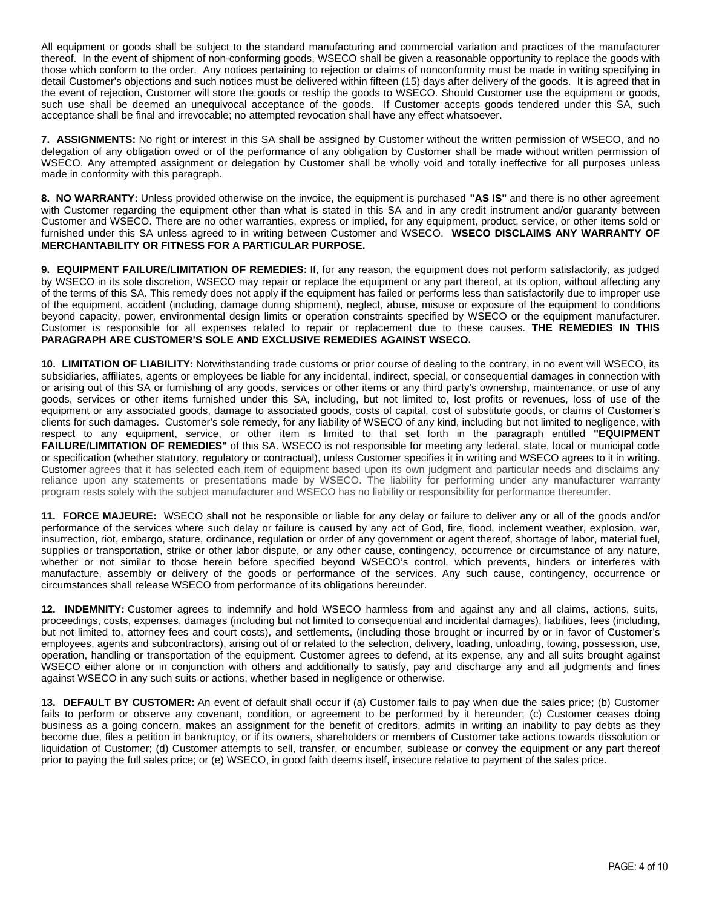All equipment or goods shall be subject to the standard manufacturing and commercial variation and practices of the manufacturer thereof. In the event of shipment of non-conforming goods, WSECO shall be given a reasonable opportunity to replace the goods with those which conform to the order. Any notices pertaining to rejection or claims of nonconformity must be made in writing specifying in detail Customer's objections and such notices must be delivered within fifteen (15) days after delivery of the goods. It is agreed that in the event of rejection, Customer will store the goods or reship the goods to WSECO. Should Customer use the equipment or goods, such use shall be deemed an unequivocal acceptance of the goods. If Customer accepts goods tendered under this SA, such acceptance shall be final and irrevocable; no attempted revocation shall have any effect whatsoever.

**7. ASSIGNMENTS:** No right or interest in this SA shall be assigned by Customer without the written permission of WSECO, and no delegation of any obligation owed or of the performance of any obligation by Customer shall be made without written permission of WSECO. Any attempted assignment or delegation by Customer shall be wholly void and totally ineffective for all purposes unless made in conformity with this paragraph.

**8. NO WARRANTY:** Unless provided otherwise on the invoice, the equipment is purchased **"AS IS"** and there is no other agreement with Customer regarding the equipment other than what is stated in this SA and in any credit instrument and/or guaranty between Customer and WSECO. There are no other warranties, express or implied, for any equipment, product, service, or other items sold or furnished under this SA unless agreed to in writing between Customer and WSECO. **WSECO DISCLAIMS ANY WARRANTY OF MERCHANTABILITY OR FITNESS FOR A PARTICULAR PURPOSE.**

**9. EQUIPMENT FAILURE/LIMITATION OF REMEDIES:** If, for any reason, the equipment does not perform satisfactorily, as judged by WSECO in its sole discretion, WSECO may repair or replace the equipment or any part thereof, at its option, without affecting any of the terms of this SA. This remedy does not apply if the equipment has failed or performs less than satisfactorily due to improper use of the equipment, accident (including, damage during shipment), neglect, abuse, misuse or exposure of the equipment to conditions beyond capacity, power, environmental design limits or operation constraints specified by WSECO or the equipment manufacturer. Customer is responsible for all expenses related to repair or replacement due to these causes. **THE REMEDIES IN THIS PARAGRAPH ARE CUSTOMER'S SOLE AND EXCLUSIVE REMEDIES AGAINST WSECO.**

**10. LIMITATION OF LIABILITY:** Notwithstanding trade customs or prior course of dealing to the contrary, in no event will WSECO, its subsidiaries, affiliates, agents or employees be liable for any incidental, indirect, special, or consequential damages in connection with or arising out of this SA or furnishing of any goods, services or other items or any third party's ownership, maintenance, or use of any goods, services or other items furnished under this SA, including, but not limited to, lost profits or revenues, loss of use of the equipment or any associated goods, damage to associated goods, costs of capital, cost of substitute goods, or claims of Customer's clients for such damages. Customer's sole remedy, for any liability of WSECO of any kind, including but not limited to negligence, with respect to any equipment, service, or other item is limited to that set forth in the paragraph entitled **"EQUIPMENT FAILURE/LIMITATION OF REMEDIES"** of this SA. WSECO is not responsible for meeting any federal, state, local or municipal code or specification (whether statutory, regulatory or contractual), unless Customer specifies it in writing and WSECO agrees to it in writing. Customer agrees that it has selected each item of equipment based upon its own judgment and particular needs and disclaims any reliance upon any statements or presentations made by WSECO. The liability for performing under any manufacturer warranty program rests solely with the subject manufacturer and WSECO has no liability or responsibility for performance thereunder.

**11. FORCE MAJEURE:** WSECO shall not be responsible or liable for any delay or failure to deliver any or all of the goods and/or performance of the services where such delay or failure is caused by any act of God, fire, flood, inclement weather, explosion, war, insurrection, riot, embargo, stature, ordinance, regulation or order of any government or agent thereof, shortage of labor, material fuel, supplies or transportation, strike or other labor dispute, or any other cause, contingency, occurrence or circumstance of any nature, whether or not similar to those herein before specified beyond WSECO's control, which prevents, hinders or interferes with manufacture, assembly or delivery of the goods or performance of the services. Any such cause, contingency, occurrence or circumstances shall release WSECO from performance of its obligations hereunder.

**12. INDEMNITY:** Customer agrees to indemnify and hold WSECO harmless from and against any and all claims, actions, suits, proceedings, costs, expenses, damages (including but not limited to consequential and incidental damages), liabilities, fees (including, but not limited to, attorney fees and court costs), and settlements, (including those brought or incurred by or in favor of Customer's employees, agents and subcontractors), arising out of or related to the selection, delivery, loading, unloading, towing, possession, use, operation, handling or transportation of the equipment. Customer agrees to defend, at its expense, any and all suits brought against WSECO either alone or in conjunction with others and additionally to satisfy, pay and discharge any and all judgments and fines against WSECO in any such suits or actions, whether based in negligence or otherwise.

**13. DEFAULT BY CUSTOMER:** An event of default shall occur if (a) Customer fails to pay when due the sales price; (b) Customer fails to perform or observe any covenant, condition, or agreement to be performed by it hereunder; (c) Customer ceases doing business as a going concern, makes an assignment for the benefit of creditors, admits in writing an inability to pay debts as they become due, files a petition in bankruptcy, or if its owners, shareholders or members of Customer take actions towards dissolution or liquidation of Customer; (d) Customer attempts to sell, transfer, or encumber, sublease or convey the equipment or any part thereof prior to paying the full sales price; or (e) WSECO, in good faith deems itself, insecure relative to payment of the sales price.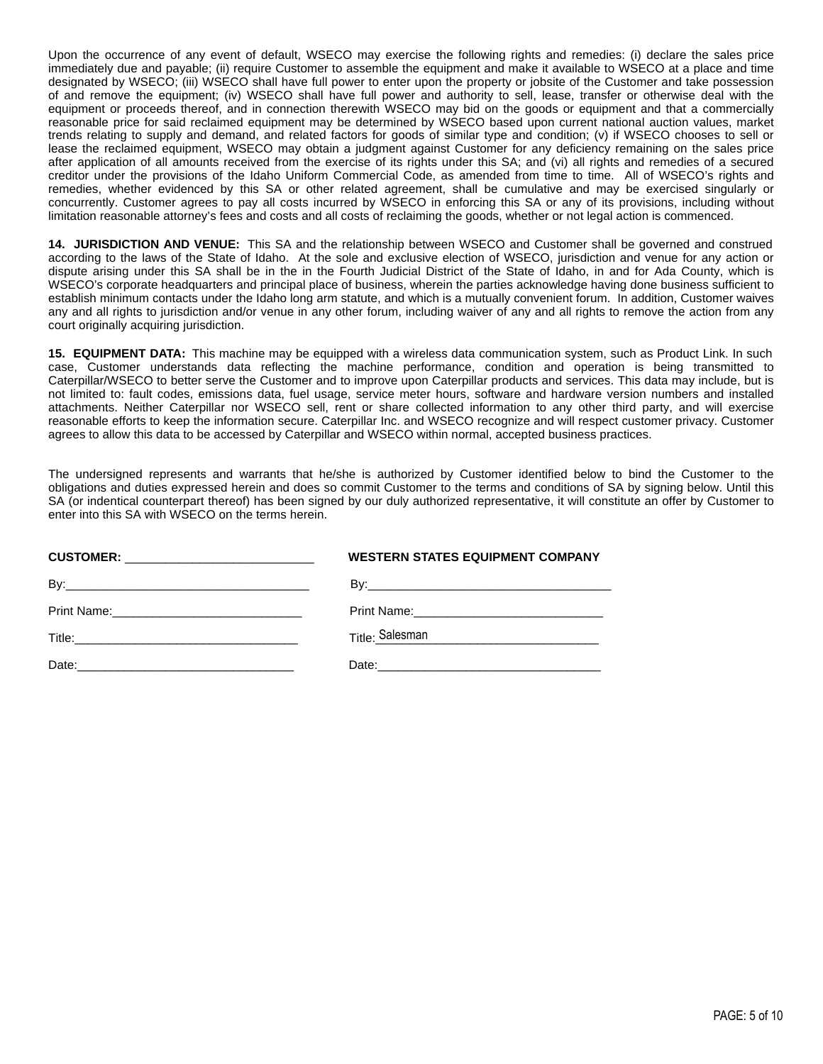Upon the occurrence of any event of default, WSECO may exercise the following rights and remedies: (i) declare the sales price immediately due and payable; (ii) require Customer to assemble the equipment and make it available to WSECO at a place and time designated by WSECO; (iii) WSECO shall have full power to enter upon the property or jobsite of the Customer and take possession of and remove the equipment; (iv) WSECO shall have full power and authority to sell, lease, transfer or otherwise deal with the equipment or proceeds thereof, and in connection therewith WSECO may bid on the goods or equipment and that a commercially reasonable price for said reclaimed equipment may be determined by WSECO based upon current national auction values, market trends relating to supply and demand, and related factors for goods of similar type and condition; (v) if WSECO chooses to sell or lease the reclaimed equipment, WSECO may obtain a judgment against Customer for any deficiency remaining on the sales price after application of all amounts received from the exercise of its rights under this SA; and (vi) all rights and remedies of a secured creditor under the provisions of the Idaho Uniform Commercial Code, as amended from time to time. All of WSECO's rights and remedies, whether evidenced by this SA or other related agreement, shall be cumulative and may be exercised singularly or concurrently. Customer agrees to pay all costs incurred by WSECO in enforcing this SA or any of its provisions, including without limitation reasonable attorney's fees and costs and all costs of reclaiming the goods, whether or not legal action is commenced.

**14. JURISDICTION AND VENUE:** This SA and the relationship between WSECO and Customer shall be governed and construed according to the laws of the State of Idaho. At the sole and exclusive election of WSECO, jurisdiction and venue for any action or dispute arising under this SA shall be in the in the Fourth Judicial District of the State of Idaho, in and for Ada County, which is WSECO's corporate headquarters and principal place of business, wherein the parties acknowledge having done business sufficient to establish minimum contacts under the Idaho long arm statute, and which is a mutually convenient forum. In addition, Customer waives any and all rights to jurisdiction and/or venue in any other forum, including waiver of any and all rights to remove the action from any court originally acquiring jurisdiction.

**15. EQUIPMENT DATA:** This machine may be equipped with a wireless data communication system, such as Product Link. In such case, Customer understands data reflecting the machine performance, condition and operation is being transmitted to Caterpillar/WSECO to better serve the Customer and to improve upon Caterpillar products and services. This data may include, but is not limited to: fault codes, emissions data, fuel usage, service meter hours, software and hardware version numbers and installed attachments. Neither Caterpillar nor WSECO sell, rent or share collected information to any other third party, and will exercise reasonable efforts to keep the information secure. Caterpillar Inc. and WSECO recognize and will respect customer privacy. Customer agrees to allow this data to be accessed by Caterpillar and WSECO within normal, accepted business practices.

The undersigned represents and warrants that he/she is authorized by Customer identified below to bind the Customer to the obligations and duties expressed herein and does so commit Customer to the terms and conditions of SA by signing below. Until this SA (or indentical counterpart thereof) has been signed by our duly authorized representative, it will constitute an offer by Customer to enter into this SA with WSECO on the terms herein.

| **CUSTOMER:** ____________________________ | **WESTERN STATES EQUIPMENT COMPANY** |
| --- | --- |
| By:_____________________________________ | By:_____________________________________ |
| Print Name:_____________________________ | Print Name:_____________________________ |
| Title:__________________________________ | Title: Salesman |
| Date:__________________________________ | Date:__________________________________ |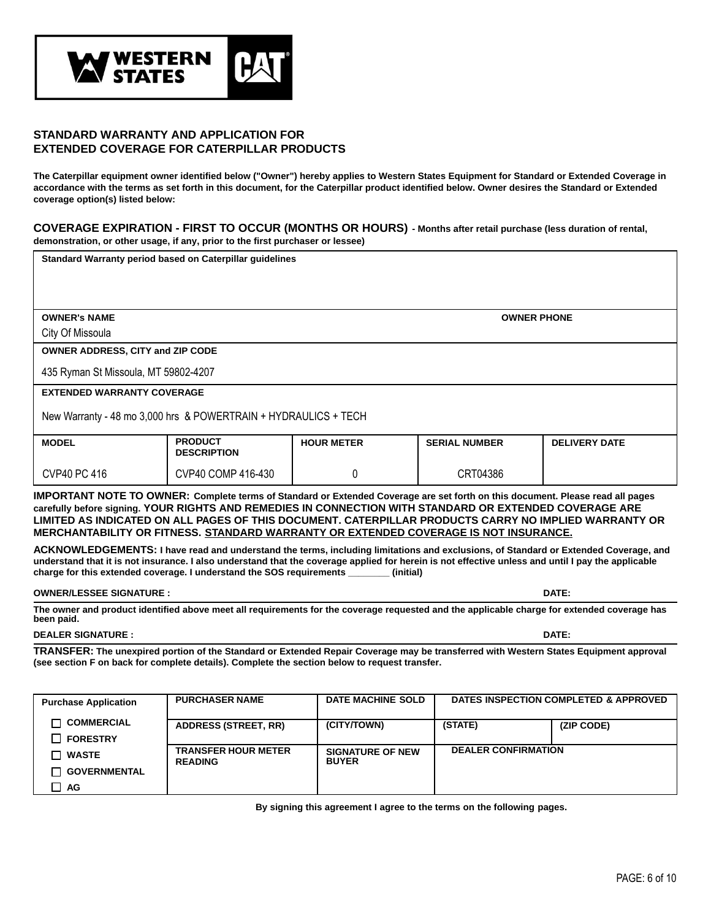WESTERN STATES | CAT

## STANDARD WARRANTY AND APPLICATION FOR EXTENDED COVERAGE FOR CATERPILLAR PRODUCTS

**The Caterpillar equipment owner identified below ("Owner") hereby applies to Western States Equipment for Standard or Extended Coverage in accordance with the terms as set forth in this document, for the Caterpillar product identified below. Owner desires the Standard or Extended coverage option(s) listed below:**

**COVERAGE EXPIRATION - FIRST TO OCCUR (MONTHS OR HOURS)** **- Months after retail purchase (less duration of rental, demonstration, or other usage, if any, prior to the first purchaser or lessee)**

| **Standard Warranty period based on Caterpillar guidelines** | | | | |
|---|---|---|---|---|
| **OWNER's NAME**<br>City Of Missoula | | | **OWNER PHONE** | |
| **OWNER ADDRESS, CITY and ZIP CODE**<br>435 Ryman St Missoula, MT 59802-4207 | | | | |
| **EXTENDED WARRANTY COVERAGE**<br>New Warranty - 48 mo 3,000 hrs & POWERTRAIN + HYDRAULICS + TECH | | | | |
| **MODEL** | **PRODUCT DESCRIPTION** | **HOUR METER** | **SERIAL NUMBER** | **DELIVERY DATE** |
| CVP40 PC 416 | CVP40 COMP 416-430 | 0 | CRT04386 | |

**IMPORTANT NOTE TO OWNER: Complete terms of Standard or Extended Coverage are set forth on this document. Please read all pages carefully before signing. YOUR RIGHTS AND REMEDIES IN CONNECTION WITH STANDARD OR EXTENDED COVERAGE ARE LIMITED AS INDICATED ON ALL PAGES OF THIS DOCUMENT. CATERPILLAR PRODUCTS CARRY NO IMPLIED WARRANTY OR MERCHANTABILITY OR FITNESS. STANDARD WARRANTY OR EXTENDED COVERAGE IS NOT INSURANCE.**

**ACKNOWLEDGEMENTS: I have read and understand the terms, including limitations and exclusions, of Standard or Extended Coverage, and understand that it is not insurance. I also understand that the coverage applied for herein is not effective unless and until I pay the applicable charge for this extended coverage. I understand the SOS requirements ________ (initial)**

**OWNER/LESSEE SIGNATURE :** **DATE:**

**The owner and product identified above meet all requirements for the coverage requested and the applicable charge for extended coverage has been paid.**

**DEALER SIGNATURE :** **DATE:**

**TRANSFER: The unexpired portion of the Standard or Extended Repair Coverage may be transferred with Western States Equipment approval (see section F on back for complete details). Complete the section below to request transfer.**

| **Purchase Application** | **PURCHASER NAME** | **DATE MACHINE SOLD** | **DATES INSPECTION COMPLETED & APPROVED** | |
|---|---|---|---|---|
| ☐ **COMMERCIAL**<br>☐ **FORESTRY** | **ADDRESS (STREET, RR)** | **(CITY/TOWN)** | **(STATE)** | **(ZIP CODE)** |
| ☐ **WASTE**<br>☐ **GOVERNMENTAL**<br>☐ **AG** | **TRANSFER HOUR METER READING** | **SIGNATURE OF NEW BUYER** | **DEALER CONFIRMATION** | |

**By signing this agreement I agree to the terms on the following pages.**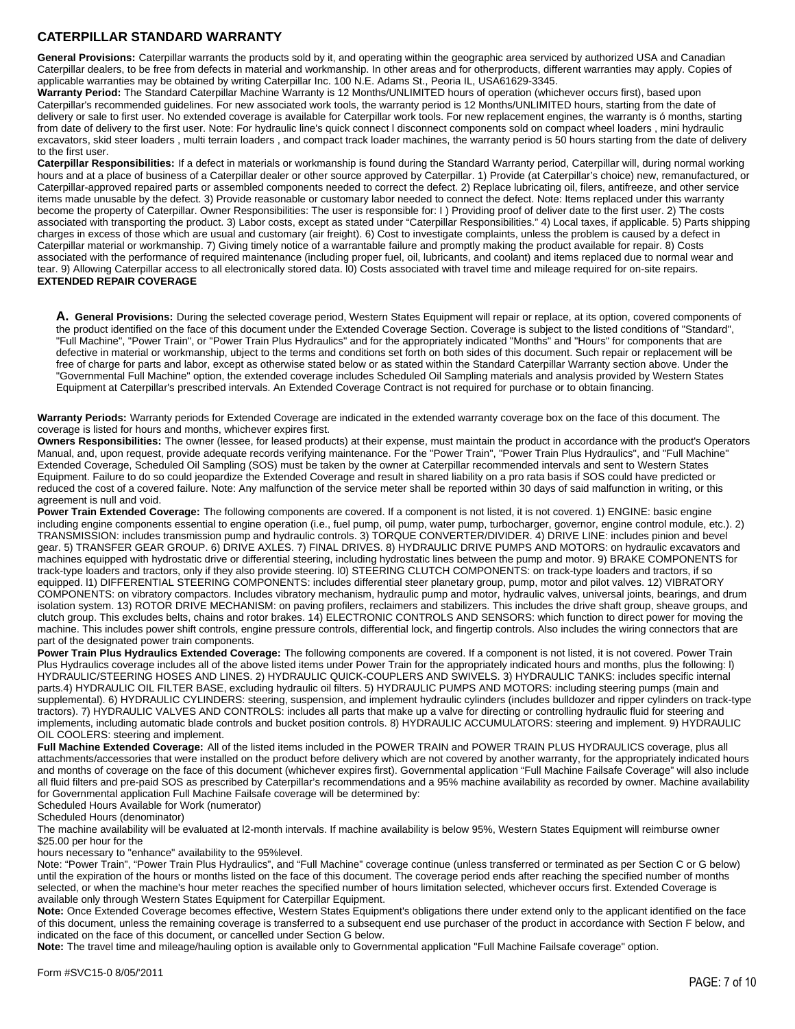## CATERPILLAR STANDARD WARRANTY

**General Provisions:** Caterpillar warrants the products sold by it, and operating within the geographic area serviced by authorized USA and Canadian Caterpillar dealers, to be free from defects in material and workmanship. In other areas and for otherproducts, different warranties may apply. Copies of applicable warranties may be obtained by writing Caterpillar Inc. 100 N.E. Adams St., Peoria IL, USA61629-3345.
**Warranty Period:** The Standard Caterpillar Machine Warranty is 12 Months/UNLIMITED hours of operation (whichever occurs first), based upon Caterpillar's recommended guidelines. For new associated work tools, the warranty period is 12 Months/UNLIMITED hours, starting from the date of delivery or sale to first user. No extended coverage is available for Caterpillar work tools. For new replacement engines, the warranty is 6 months, starting from date of delivery to the first user. Note: For hydraulic line's quick connect l disconnect components sold on compact wheel loaders , mini hydraulic excavators, skid steer loaders , multi terrain loaders , and compact track loader machines, the warranty period is 50 hours starting from the date of delivery to the first user.
**Caterpillar Responsibilities:** If a defect in materials or workmanship is found during the Standard Warranty period, Caterpillar will, during normal working hours and at a place of business of a Caterpillar dealer or other source approved by Caterpillar. 1) Provide (at Caterpillar's choice) new, remanufactured, or Caterpillar-approved repaired parts or assembled components needed to correct the defect. 2) Replace lubricating oil, filers, antifreeze, and other service items made unusable by the defect. 3) Provide reasonable or customary labor needed to connect the defect. Note: Items replaced under this warranty become the property of Caterpillar. Owner Responsibilities: The user is responsible for: I ) Providing proof of deliver date to the first user. 2) The costs associated with transporting the product. 3) Labor costs, except as stated under "Caterpillar Responsibilities." 4) Local taxes, if applicable. 5) Parts shipping charges in excess of those which are usual and customary (air freight). 6) Cost to investigate complaints, unless the problem is caused by a defect in Caterpillar material or workmanship. 7) Giving timely notice of a warrantable failure and promptly making the product available for repair. 8) Costs associated with the performance of required maintenance (including proper fuel, oil, lubricants, and coolant) and items replaced due to normal wear and tear. 9) Allowing Caterpillar access to all electronically stored data. l0) Costs associated with travel time and mileage required for on-site repairs.
**EXTENDED REPAIR COVERAGE**

**A. General Provisions:** During the selected coverage period, Western States Equipment will repair or replace, at its option, covered components of the product identified on the face of this document under the Extended Coverage Section. Coverage is subject to the listed conditions of "Standard", "Full Machine", "Power Train", or "Power Train Plus Hydraulics" and for the appropriately indicated "Months" and "Hours" for components that are defective in material or workmanship, ubject to the terms and conditions set forth on both sides of this document. Such repair or replacement will be free of charge for parts and labor, except as otherwise stated below or as stated within the Standard Caterpillar Warranty section above. Under the "Governmental Full Machine" option, the extended coverage includes Scheduled Oil Sampling materials and analysis provided by Western States Equipment at Caterpillar's prescribed intervals. An Extended Coverage Contract is not required for purchase or to obtain financing.

**Warranty Periods:** Warranty periods for Extended Coverage are indicated in the extended warranty coverage box on the face of this document. The coverage is listed for hours and months, whichever expires first.
**Owners Responsibilities:** The owner (lessee, for leased products) at their expense, must maintain the product in accordance with the product's Operators Manual, and, upon request, provide adequate records verifying maintenance. For the "Power Train", "Power Train Plus Hydraulics", and "Full Machine" Extended Coverage, Scheduled Oil Sampling (SOS) must be taken by the owner at Caterpillar recommended intervals and sent to Western States Equipment. Failure to do so could jeopardize the Extended Coverage and result in shared liability on a pro rata basis if SOS could have predicted or reduced the cost of a covered failure. Note: Any malfunction of the service meter shall be reported within 30 days of said malfunction in writing, or this agreement is null and void.
**Power Train Extended Coverage:** The following components are covered. If a component is not listed, it is not covered. 1) ENGINE: basic engine including engine components essential to engine operation (i.e., fuel pump, oil pump, water pump, turbocharger, governor, engine control module, etc.). 2) TRANSMISSION: includes transmission pump and hydraulic controls. 3) TORQUE CONVERTER/DIVIDER. 4) DRIVE LINE: includes pinion and bevel gear. 5) TRANSFER GEAR GROUP. 6) DRIVE AXLES. 7) FINAL DRIVES. 8) HYDRAULIC DRIVE PUMPS AND MOTORS: on hydraulic excavators and machines equipped with hydrostatic drive or differential steering, including hydrostatic lines between the pump and motor. 9) BRAKE COMPONENTS for track-type loaders and tractors, only if they also provide steering. l0) STEERING CLUTCH COMPONENTS: on track-type loaders and tractors, if so equipped. l1) DIFFERENTIAL STEERING COMPONENTS: includes differential steer planetary group, pump, motor and pilot valves. 12) VIBRATORY COMPONENTS: on vibratory compactors. Includes vibratory mechanism, hydraulic pump and motor, hydraulic valves, universal joints, bearings, and drum isolation system. 13) ROTOR DRIVE MECHANISM: on paving profilers, reclaimers and stabilizers. This includes the drive shaft group, sheave groups, and clutch group. This excludes belts, chains and rotor brakes. 14) ELECTRONIC CONTROLS AND SENSORS: which function to direct power for moving the machine. This includes power shift controls, engine pressure controls, differential lock, and fingertip controls. Also includes the wiring connectors that are part of the designated power train components.
**Power Train Plus Hydraulics Extended Coverage:** The following components are covered. If a component is not listed, it is not covered. Power Train Plus Hydraulics coverage includes all of the above listed items under Power Train for the appropriately indicated hours and months, plus the following: l) HYDRAULIC/STEERING HOSES AND LINES. 2) HYDRAULIC QUICK-COUPLERS AND SWIVELS. 3) HYDRAULIC TANKS: includes specific internal parts.4) HYDRAULIC OIL FILTER BASE, excluding hydraulic oil filters. 5) HYDRAULIC PUMPS AND MOTORS: including steering pumps (main and supplemental). 6) HYDRAULIC CYLINDERS: steering, suspension, and implement hydraulic cylinders (includes bulldozer and ripper cylinders on track-type tractors). 7) HYDRAULIC VALVES AND CONTROLS: includes all parts that make up a valve for directing or controlling hydraulic fluid for steering and implements, including automatic blade controls and bucket position controls. 8) HYDRAULIC ACCUMULATORS: steering and implement. 9) HYDRAULIC OIL COOLERS: steering and implement.
**Full Machine Extended Coverage:** All of the listed items included in the POWER TRAIN and POWER TRAIN PLUS HYDRAULICS coverage, plus all attachments/accessories that were installed on the product before delivery which are not covered by another warranty, for the appropriately indicated hours and months of coverage on the face of this document (whichever expires first). Governmental application "Full Machine Failsafe Coverage" will also include all fluid filters and pre-paid SOS as prescribed by Caterpillar's recommendations and a 95% machine availability as recorded by owner. Machine availability for Governmental application Full Machine Failsafe coverage will be determined by:
Scheduled Hours Available for Work (numerator)
Scheduled Hours (denominator)
The machine availability will be evaluated at l2-month intervals. If machine availability is below 95%, Western States Equipment will reimburse owner $25.00 per hour for the
hours necessary to "enhance" availability to the 95%level.
Note: "Power Train", "Power Train Plus Hydraulics", and "Full Machine" coverage continue (unless transferred or terminated as per Section C or G below) until the expiration of the hours or months listed on the face of this document. The coverage period ends after reaching the specified number of months selected, or when the machine's hour meter reaches the specified number of hours limitation selected, whichever occurs first. Extended Coverage is available only through Western States Equipment for Caterpillar Equipment.
**Note:** Once Extended Coverage becomes effective, Western States Equipment's obligations there under extend only to the applicant identified on the face of this document, unless the remaining coverage is transferred to a subsequent end use purchaser of the product in accordance with Section F below, and indicated on the face of this document, or cancelled under Section G below.
**Note:** The travel time and mileage/hauling option is available only to Governmental application "Full Machine Failsafe coverage" option.

Form #SVC15-0 8/05/'2011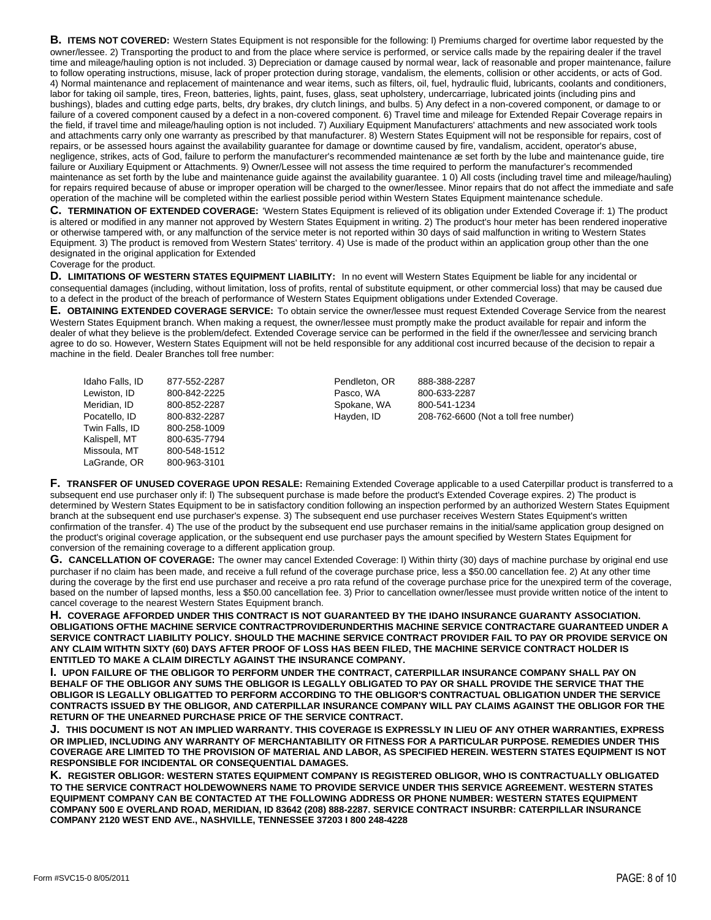**B. ITEMS NOT COVERED:** Western States Equipment is not responsible for the following: l) Premiums charged for overtime labor requested by the owner/lessee. 2) Transporting the product to and from the place where service is performed, or service calls made by the repairing dealer if the travel time and mileage/hauling option is not included. 3) Depreciation or damage caused by normal wear, lack of reasonable and proper maintenance, failure to follow operating instructions, misuse, lack of proper protection during storage, vandalism, the elements, collision or other accidents, or acts of God. 4) Normal maintenance and replacement of maintenance and wear items, such as filters, oil, fuel, hydraulic fluid, lubricants, coolants and conditioners, labor for taking oil sample, tires, Freon, batteries, lights, paint, fuses, glass, seat upholstery, undercarriage, lubricated joints (including pins and bushings), blades and cutting edge parts, belts, dry brakes, dry clutch linings, and bulbs. 5) Any defect in a non-covered component, or damage to or failure of a covered component caused by a defect in a non-covered component. 6) Travel time and mileage for Extended Repair Coverage repairs in the field, if travel time and mileage/hauling option is not included. 7) Auxiliary Equipment Manufacturers' attachments and new associated work tools and attachments carry only one warranty as prescribed by that manufacturer. 8) Western States Equipment will not be responsible for repairs, cost of repairs, or be assessed hours against the availability guarantee for damage or downtime caused by fire, vandalism, accident, operator's abuse, negligence, strikes, acts of God, failure to perform the manufacturer's recommended maintenance æ set forth by the lube and maintenance guide, tire failure or Auxiliary Equipment or Attachments. 9) Owner/Lessee will not assess the time required to perform the manufacturer's recommended maintenance as set forth by the lube and maintenance guide against the availability guarantee. 1 0) All costs (including travel time and mileage/hauling) for repairs required because of abuse or improper operation will be charged to the owner/lessee. Minor repairs that do not affect the immediate and safe operation of the machine will be completed within the earliest possible period within Western States Equipment maintenance schedule.

**C. TERMINATION OF EXTENDED COVERAGE:** 'Western States Equipment is relieved of its obligation under Extended Coverage if: 1) The product is altered or modified in any manner not approved by Western States Equipment in writing. 2) The product's hour meter has been rendered inoperative or otherwise tampered with, or any malfunction of the service meter is not reported within 30 days of said malfunction in writing to Western States Equipment. 3) The product is removed from Western States' territory. 4) Use is made of the product within an application group other than the one designated in the original application for Extended
Coverage for the product.

**D. LIMITATIONS OF WESTERN STATES EQUIPMENT LIABILITY:** In no event will Western States Equipment be liable for any incidental or consequential damages (including, without limitation, loss of profits, rental of substitute equipment, or other commercial loss) that may be caused due to a defect in the product of the breach of performance of Western States Equipment obligations under Extended Coverage.

**E. OBTAINING EXTENDED COVERAGE SERVICE:** To obtain service the owner/lessee must request Extended Coverage Service from the nearest Western States Equipment branch. When making a request, the owner/lessee must promptly make the product available for repair and inform the dealer of what they believe is the problem/defect. Extended Coverage service can be performed in the field if the owner/lessee and servicing branch agree to do so. However, Western States Equipment will not be held responsible for any additional cost incurred because of the decision to repair a machine in the field. Dealer Branches toll free number:

| | | | |
|---|---|---|---|
| Idaho Falls, ID | 877-552-2287 | Pendleton, OR | 888-388-2287 |
| Lewiston, ID | 800-842-2225 | Pasco, WA | 800-633-2287 |
| Meridian, ID | 800-852-2287 | Spokane, WA | 800-541-1234 |
| Pocatello, ID | 800-832-2287 | Hayden, ID | 208-762-6600 (Not a toll free number) |
| Twin Falls, ID | 800-258-1009 | | |
| Kalispell, MT | 800-635-7794 | | |
| Missoula, MT | 800-548-1512 | | |
| LaGrande, OR | 800-963-3101 | | |

**F. TRANSFER OF UNUSED COVERAGE UPON RESALE:** Remaining Extended Coverage applicable to a used Caterpillar product is transferred to a subsequent end use purchaser only if: l) The subsequent purchase is made before the product's Extended Coverage expires. 2) The product is determined by Western States Equipment to be in satisfactory condition following an inspection performed by an authorized Western States Equipment branch at the subsequent end use purchaser's expense. 3) The subsequent end use purchaser receives Western States Equipment's written confirmation of the transfer. 4) The use of the product by the subsequent end use purchaser remains in the initial/same application group designed on the product's original coverage application, or the subsequent end use purchaser pays the amount specified by Western States Equipment for conversion of the remaining coverage to a different application group.

**G. CANCELLATION OF COVERAGE:** The owner may cancel Extended Coverage: l) Within thirty (30) days of machine purchase by original end use purchaser if no claim has been made, and receive a full refund of the coverage purchase price, less a $50.00 cancellation fee. 2) At any other time during the coverage by the first end use purchaser and receive a pro rata refund of the coverage purchase price for the unexpired term of the coverage, based on the number of lapsed months, less a $50.00 cancellation fee. 3) Prior to cancellation owner/lessee must provide written notice of the intent to cancel coverage to the nearest Western States Equipment branch.

**H. COVERAGE AFFORDED UNDER THIS CONTRACT IS NOT GUARANTEED BY THE IDAHO INSURANCE GUARANTY ASSOCIATION. OBLIGATIONS OFTHE MACHINE SERVICE CONTRACTPROVIDERUNDERTHIS MACHINE SERVICE CONTRACTARE GUARANTEED UNDER A SERVICE CONTRACT LIABILITY POLICY. SHOULD THE MACHINE SERVICE CONTRACT PROVIDER FAIL TO PAY OR PROVIDE SERVICE ON ANY CLAIM WITHTN SIXTY (60) DAYS AFTER PROOF OF LOSS HAS BEEN FILED, THE MACHINE SERVICE CONTRACT HOLDER IS ENTITLED TO MAKE A CLAIM DIRECTLY AGAINST THE INSURANCE COMPANY.**

**I. UPON FAILURE OF THE OBLIGOR TO PERFORM UNDER THE CONTRACT, CATERPILLAR INSURANCE COMPANY SHALL PAY ON BEHALF OF THE OBLIGOR ANY SUMS THE OBLIGOR IS LEGALLY OBLIGATED TO PAY OR SHALL PROVIDE THE SERVICE THAT THE OBLIGOR IS LEGALLY OBLIGATTED TO PERFORM ACCORDING TO THE OBLIGOR'S CONTRACTUAL OBLIGATION UNDER THE SERVICE CONTRACTS ISSUED BY THE OBLIGOR, AND CATERPILLAR INSURANCE COMPANY WILL PAY CLAIMS AGAINST THE OBLIGOR FOR THE RETURN OF THE UNEARNED PURCHASE PRICE OF THE SERVICE CONTRACT.**

**J. THIS DOCUMENT IS NOT AN IMPLIED WARRANTY. THIS COVERAGE IS EXPRESSLY IN LIEU OF ANY OTHER WARRANTIES, EXPRESS OR IMPLIED, INCLUDING ANY WARRANTY OF MERCHANTABILITY OR FITNESS FOR A PARTICULAR PURPOSE. REMEDIES UNDER THIS COVERAGE ARE LIMITED TO THE PROVISION OF MATERIAL AND LABOR, AS SPECIFIED HEREIN. WESTERN STATES EQUIPMENT IS NOT RESPONSIBLE FOR INCIDENTAL OR CONSEQUENTIAL DAMAGES.**

**K. REGISTER OBLIGOR: WESTERN STATES EQUIPMENT COMPANY IS REGISTERED OBLIGOR, WHO IS CONTRACTUALLY OBLIGATED TO THE SERVICE CONTRACT HOLDEWOWNERS NAME TO PROVIDE SERVICE UNDER THIS SERVICE AGREEMENT. WESTERN STATES EQUIPMENT COMPANY CAN BE CONTACTED AT THE FOLLOWING ADDRESS OR PHONE NUMBER: WESTERN STATES EQUIPMENT COMPANY 500 E OVERLAND ROAD, MERIDIAN, ID 83642 (208) 888-2287. SERVICE CONTRACT INSURBR: CATERPILLAR INSURANCE COMPANY 2120 WEST END AVE., NASHVILLE, TENNESSEE 37203 I 800 248-4228**

Form #SVC15-0 8/05/2011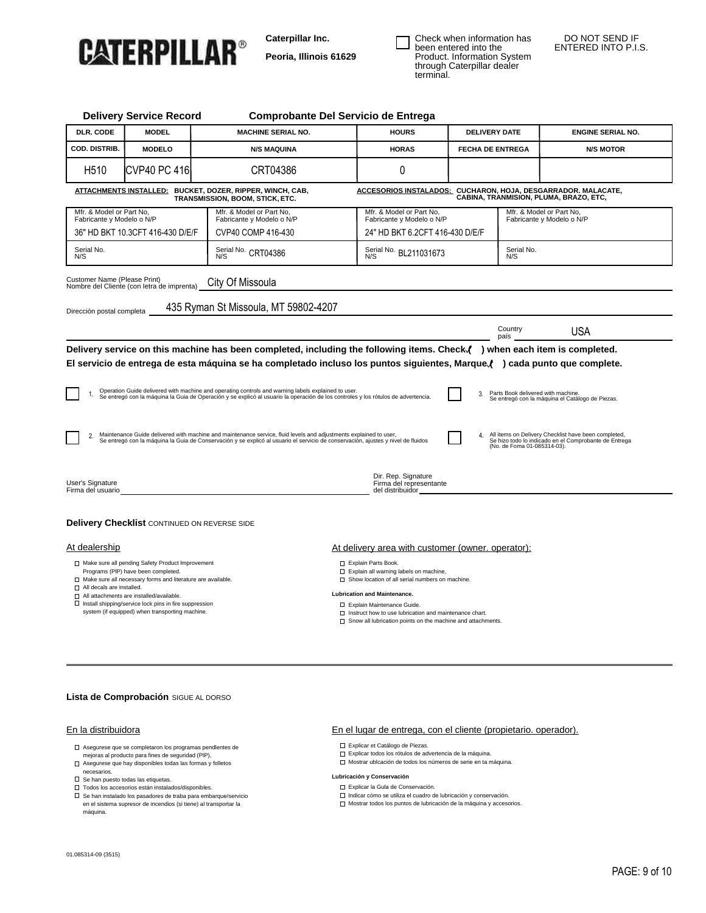**CATERPILLAR®**

**Caterpillar Inc.**

**Peoria, Illinois 61629**

☐ Check when information has been entered into the Product. Information System through Caterpillar dealer terminal.

DO NOT SEND IF ENTERED INTO P.I.S.

## Delivery Service Record — Comprobante Del Servicio de Entrega

| DLR. CODE / COD. DISTRIB. | MODEL / MODELO | MACHINE SERIAL NO. / N/S MAQUINA | HOURS / HORAS | DELIVERY DATE / FECHA DE ENTREGA | ENGINE SERIAL NO. / N/S MOTOR |
|---|---|---|---|---|---|
| H510 | CVP40 PC 416 | CRT04386 | 0 | | |

**ATTACHMENTS INSTALLED:** BUCKET, DOZER, RIPPER, WINCH, CAB, TRANSMISSION, BOOM, STICK, ETC.

**ACCESORIOS INSTALADOS:** CUCHARON, HOJA, DESGARRADOR. MALACATE, CABINA, TRANMISION, PLUMA, BRAZO, ETC,

| Mfr. & Model or Part No, / Fabricante y Modelo o N/P | Mfr. & Model or Part No, / Fabricante y Modelo o N/P | Mfr. & Model or Part No, / Fabricante y Modelo o N/P | Mfr. & Model or Part No, / Fabricante y Modelo o N/P |
|---|---|---|---|
| 36" HD BKT 10.3CFT 416-430 D/E/F | CVP40 COMP 416-430 | 24" HD BKT 6.2CFT 416-430 D/E/F | |
| Serial No. / N/S | Serial No. / N/S CRT04386 | Serial No. / N/S BL211031673 | Serial No. / N/S |

Customer Name (Please Print) / Nombre del Cliente (con letra de imprenta): City Of Missoula

Dirección postal completa: 435 Ryman St Missoula, MT 59802-4207

Country / país: USA

**Delivery service on this machine has been completed, including the following items. Check (✓) when each item is completed.**

**El servicio de entrega de esta máquina se ha completado incluso los puntos siguientes, Marque (✓) cada punto que complete.**

☐ 1. Operation Guide delivered with machine and operating controls and warning labels explained to user.
Se entregó con la máquina la Guia de Operación y se explicó al usuario la operación de los controles y los rótulos de advertencia.

☐ 2. Maintenance Guide delivered with machine and maintenance service, fluid levels and adjustments explained to user,
Se entregó con la máquina la Guia de Conservación y se explicó al usuario el servicio de conservación, ajustes y nivel de fluidos

☐ 3. Parts Book delivered with machine.
Se entregó con la máquina el Catálogo de Piezas.

☐ 4. All items on Delivery Checklist have been completed,
Se hizo todo lo indicado en el Comprobante de Entrega (No. de Foma 01-085314-03).

User's Signature / Firma del usuario: ______________________

Dlr. Rep. Signature / Firma del representante del distribuidor: ______________________

### Delivery Checklist CONTINUED ON REVERSE SIDE

**At dealership**

- ☐ Make sure all pending Safety Product Improvement Programs (PIP) have been completed.
- ☐ Make sure all necessary forms and literature are available.
- ☐ All decals are installed.
- ☐ All attachments are installed/available.
- ☐ Install shipping/service lock pins in fire suppression system (if equipped) when transporting machine.

**At delivery area with customer (owner. operator):**

- ☐ Explain Parts Book.
- ☐ Explain all warning labels on machine,
- ☐ Show location of all serial numbers on machine.

**Lubrication and Maintenance.**

- ☐ Explain Maintenance Guide.
- ☐ Instruct how to use lubrication and maintenance chart.
- ☐ Snow all lubrication points on the machine and attachments.

---

### Lista de Comprobación SIGUE AL DORSO

**En la distribuidora**

- ☐ Asegurese que se completaron los programas pendlentes de mejoras al producto para fines de seguridad (PIP),
- ☐ Asegurese que hay disponibles todas las formas y folletos necesarios.
- ☐ Se han puesto todas las etiquetas.
- ☐ Todos los accesorios están instalados/disponibles.
- ☐ Se han instalado los pasadores de traba para embarque/servicio en el sistema supresor de incendios (si tiene) al transportar la máquina.

**En el lugar de entrega, con el cliente (propietario. operador).**

- ☐ Explicar et Catálogo de Piezas.
- ☐ Explicar todos los rótulos de advertencia de la máquina.
- ☐ Mostrar ublcación de todos los números de serie en ta máquina.

**Lubricación y Conservación**

- ☐ Explicar la Guia de Conservación.
- ☐ Indicar cómo se utiliza el cuadro de lubricación y conservación.
- ☐ Mostrar todos los puntos de lubricación de la máquina y accesorios.

01.085314-09 (3515)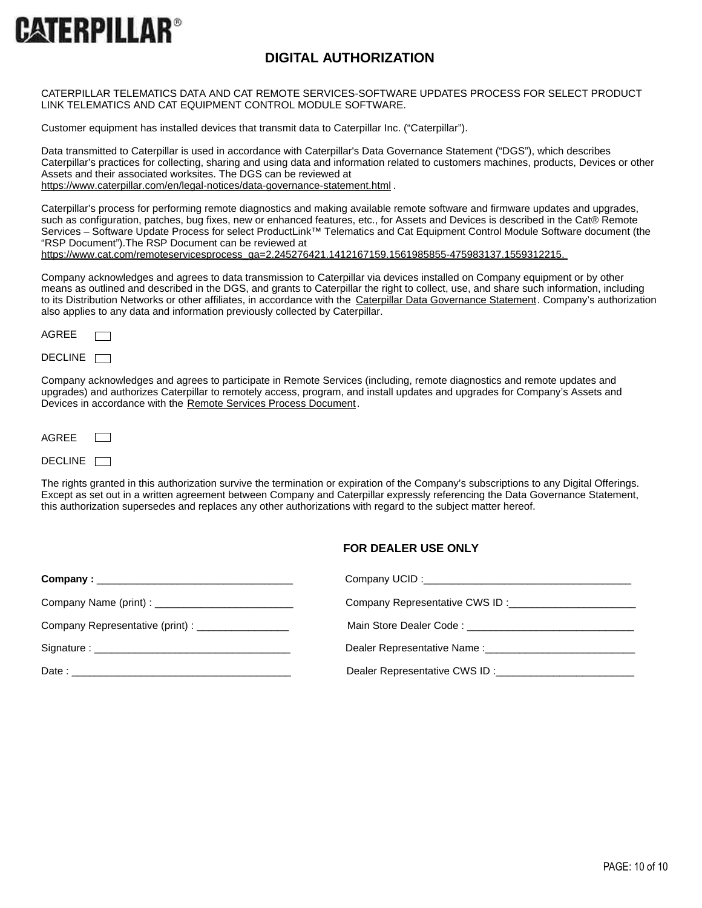CATERPILLAR®

# DIGITAL AUTHORIZATION

CATERPILLAR TELEMATICS DATA AND CAT REMOTE SERVICES-SOFTWARE UPDATES PROCESS FOR SELECT PRODUCT LINK TELEMATICS AND CAT EQUIPMENT CONTROL MODULE SOFTWARE.

Customer equipment has installed devices that transmit data to Caterpillar Inc. ("Caterpillar").

Data transmitted to Caterpillar is used in accordance with Caterpillar's Data Governance Statement ("DGS"), which describes Caterpillar's practices for collecting, sharing and using data and information related to customers machines, products, Devices or other Assets and their associated worksites. The DGS can be reviewed at https://www.caterpillar.com/en/legal-notices/data-governance-statement.html .

Caterpillar's process for performing remote diagnostics and making available remote software and firmware updates and upgrades, such as configuration, patches, bug fixes, new or enhanced features, etc., for Assets and Devices is described in the Cat® Remote Services – Software Update Process for select ProductLink™ Telematics and Cat Equipment Control Module Software document (the "RSP Document").The RSP Document can be reviewed at https://www.cat.com/remoteservicesprocess_ga=2.245276421.1412167159.1561985855-475983137.1559312215.

Company acknowledges and agrees to data transmission to Caterpillar via devices installed on Company equipment or by other means as outlined and described in the DGS, and grants to Caterpillar the right to collect, use, and share such information, including to its Distribution Networks or other affiliates, in accordance with the Caterpillar Data Governance Statement. Company's authorization also applies to any data and information previously collected by Caterpillar.

AGREE ☐

DECLINE ☐

Company acknowledges and agrees to participate in Remote Services (including, remote diagnostics and remote updates and upgrades) and authorizes Caterpillar to remotely access, program, and install updates and upgrades for Company's Assets and Devices in accordance with the Remote Services Process Document.

AGREE ☐

DECLINE ☐

The rights granted in this authorization survive the termination or expiration of the Company's subscriptions to any Digital Offerings. Except as set out in a written agreement between Company and Caterpillar expressly referencing the Data Governance Statement, this authorization supersedes and replaces any other authorizations with regard to the subject matter hereof.

**FOR DEALER USE ONLY**

**Company :** __________________________________

Company Name (print) : ________________________

Company Representative (print) : ________________

Signature : __________________________________

Date : ______________________________________

Company UCID :___________________________________

Company Representative CWS ID :______________________

Main Store Dealer Code : _____________________________

Dealer Representative Name :__________________________

Dealer Representative CWS ID :________________________